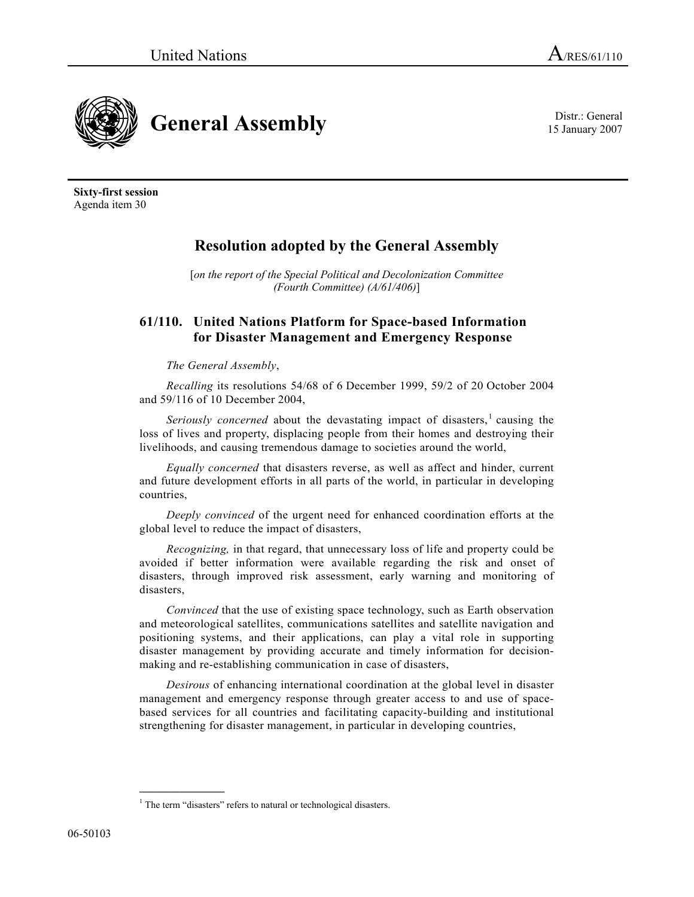United Nations A/RES/61/110

# General Assembly

Distr.: General
15 January 2007

**Sixty-first session**
Agenda item 30

## Resolution adopted by the General Assembly

[*on the report of the Special Political and Decolonization Committee (Fourth Committee) (A/61/406)*]

### 61/110. United Nations Platform for Space-based Information for Disaster Management and Emergency Response

*The General Assembly*,

*Recalling* its resolutions 54/68 of 6 December 1999, 59/2 of 20 October 2004 and 59/116 of 10 December 2004,

*Seriously concerned* about the devastating impact of disasters,[1] causing the loss of lives and property, displacing people from their homes and destroying their livelihoods, and causing tremendous damage to societies around the world,

*Equally concerned* that disasters reverse, as well as affect and hinder, current and future development efforts in all parts of the world, in particular in developing countries,

*Deeply convinced* of the urgent need for enhanced coordination efforts at the global level to reduce the impact of disasters,

*Recognizing,* in that regard, that unnecessary loss of life and property could be avoided if better information were available regarding the risk and onset of disasters, through improved risk assessment, early warning and monitoring of disasters,

*Convinced* that the use of existing space technology, such as Earth observation and meteorological satellites, communications satellites and satellite navigation and positioning systems, and their applications, can play a vital role in supporting disaster management by providing accurate and timely information for decision-making and re-establishing communication in case of disasters,

*Desirous* of enhancing international coordination at the global level in disaster management and emergency response through greater access to and use of space-based services for all countries and facilitating capacity-building and institutional strengthening for disaster management, in particular in developing countries,

---

[1] The term "disasters" refers to natural or technological disasters.

06-50103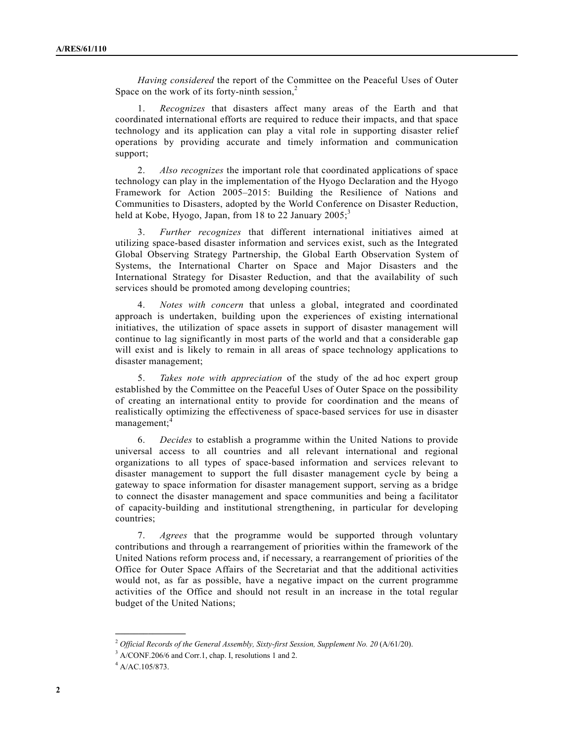*Having considered* the report of the Committee on the Peaceful Uses of Outer Space on the work of its forty-ninth session,[2]

1. *Recognizes* that disasters affect many areas of the Earth and that coordinated international efforts are required to reduce their impacts, and that space technology and its application can play a vital role in supporting disaster relief operations by providing accurate and timely information and communication support;

2. *Also recognizes* the important role that coordinated applications of space technology can play in the implementation of the Hyogo Declaration and the Hyogo Framework for Action 2005–2015: Building the Resilience of Nations and Communities to Disasters, adopted by the World Conference on Disaster Reduction, held at Kobe, Hyogo, Japan, from 18 to 22 January 2005;[3]

3. *Further recognizes* that different international initiatives aimed at utilizing space-based disaster information and services exist, such as the Integrated Global Observing Strategy Partnership, the Global Earth Observation System of Systems, the International Charter on Space and Major Disasters and the International Strategy for Disaster Reduction, and that the availability of such services should be promoted among developing countries;

4. *Notes with concern* that unless a global, integrated and coordinated approach is undertaken, building upon the experiences of existing international initiatives, the utilization of space assets in support of disaster management will continue to lag significantly in most parts of the world and that a considerable gap will exist and is likely to remain in all areas of space technology applications to disaster management;

5. *Takes note with appreciation* of the study of the ad hoc expert group established by the Committee on the Peaceful Uses of Outer Space on the possibility of creating an international entity to provide for coordination and the means of realistically optimizing the effectiveness of space-based services for use in disaster management;[4]

6. *Decides* to establish a programme within the United Nations to provide universal access to all countries and all relevant international and regional organizations to all types of space-based information and services relevant to disaster management to support the full disaster management cycle by being a gateway to space information for disaster management support, serving as a bridge to connect the disaster management and space communities and being a facilitator of capacity-building and institutional strengthening, in particular for developing countries;

7. *Agrees* that the programme would be supported through voluntary contributions and through a rearrangement of priorities within the framework of the United Nations reform process and, if necessary, a rearrangement of priorities of the Office for Outer Space Affairs of the Secretariat and that the additional activities would not, as far as possible, have a negative impact on the current programme activities of the Office and should not result in an increase in the total regular budget of the United Nations;

---

[2] *Official Records of the General Assembly, Sixty-first Session, Supplement No. 20* (A/61/20).

[3] A/CONF.206/6 and Corr.1, chap. I, resolutions 1 and 2.

[4] A/AC.105/873.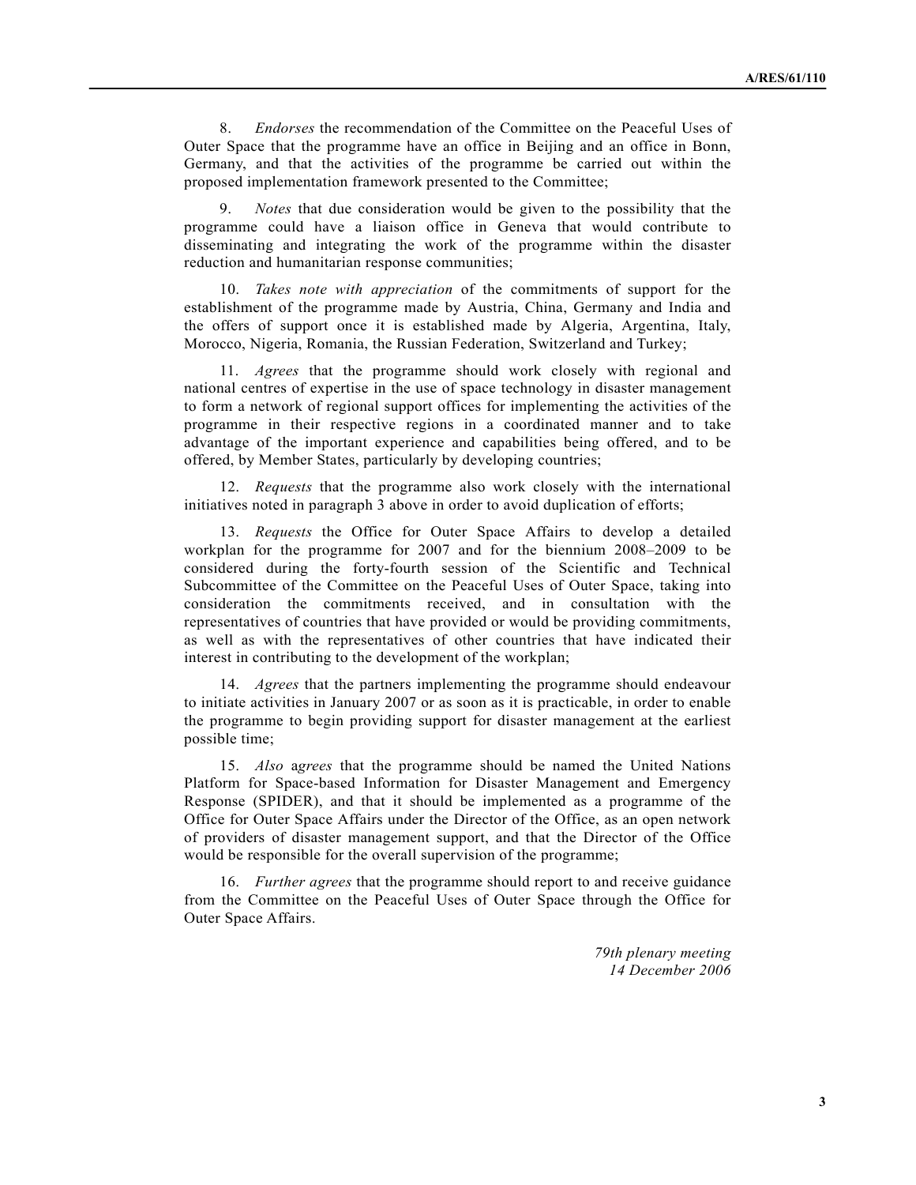8. *Endorses* the recommendation of the Committee on the Peaceful Uses of Outer Space that the programme have an office in Beijing and an office in Bonn, Germany, and that the activities of the programme be carried out within the proposed implementation framework presented to the Committee;

9. *Notes* that due consideration would be given to the possibility that the programme could have a liaison office in Geneva that would contribute to disseminating and integrating the work of the programme within the disaster reduction and humanitarian response communities;

10. *Takes note with appreciation* of the commitments of support for the establishment of the programme made by Austria, China, Germany and India and the offers of support once it is established made by Algeria, Argentina, Italy, Morocco, Nigeria, Romania, the Russian Federation, Switzerland and Turkey;

11. *Agrees* that the programme should work closely with regional and national centres of expertise in the use of space technology in disaster management to form a network of regional support offices for implementing the activities of the programme in their respective regions in a coordinated manner and to take advantage of the important experience and capabilities being offered, and to be offered, by Member States, particularly by developing countries;

12. *Requests* that the programme also work closely with the international initiatives noted in paragraph 3 above in order to avoid duplication of efforts;

13. *Requests* the Office for Outer Space Affairs to develop a detailed workplan for the programme for 2007 and for the biennium 2008–2009 to be considered during the forty-fourth session of the Scientific and Technical Subcommittee of the Committee on the Peaceful Uses of Outer Space, taking into consideration the commitments received, and in consultation with the representatives of countries that have provided or would be providing commitments, as well as with the representatives of other countries that have indicated their interest in contributing to the development of the workplan;

14. *Agrees* that the partners implementing the programme should endeavour to initiate activities in January 2007 or as soon as it is practicable, in order to enable the programme to begin providing support for disaster management at the earliest possible time;

15. *Also agrees* that the programme should be named the United Nations Platform for Space-based Information for Disaster Management and Emergency Response (SPIDER), and that it should be implemented as a programme of the Office for Outer Space Affairs under the Director of the Office, as an open network of providers of disaster management support, and that the Director of the Office would be responsible for the overall supervision of the programme;

16. *Further agrees* that the programme should report to and receive guidance from the Committee on the Peaceful Uses of Outer Space through the Office for Outer Space Affairs.

*79th plenary meeting*
*14 December 2006*